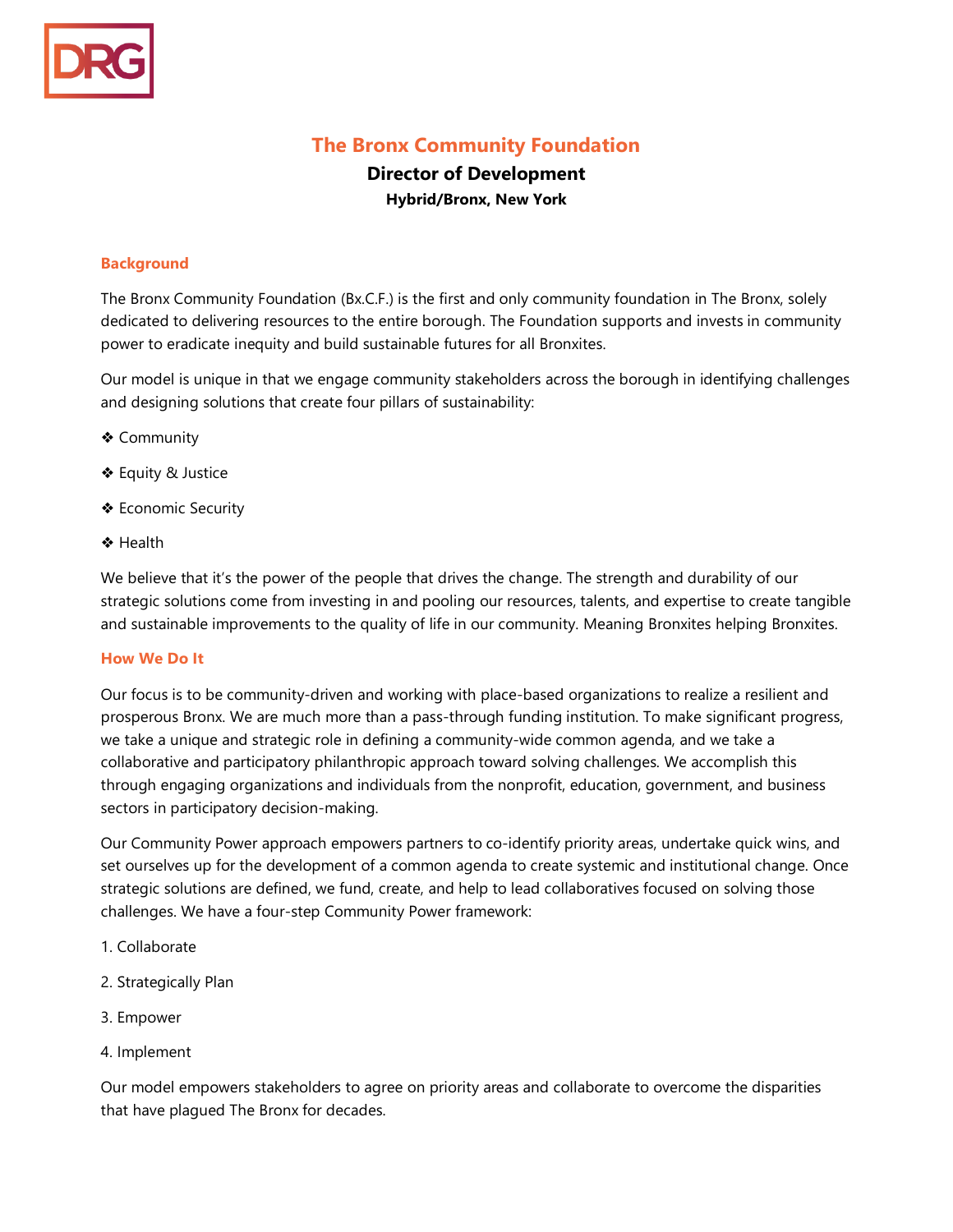DRG

# The Bronx Community Foundation

## Director of Development

### Hybrid/Bronx, New York

**Background**

The Bronx Community Foundation (Bx.C.F.) is the first and only community foundation in The Bronx, solely dedicated to delivering resources to the entire borough. The Foundation supports and invests in community power to eradicate inequity and build sustainable futures for all Bronxites.

Our model is unique in that we engage community stakeholders across the borough in identifying challenges and designing solutions that create four pillars of sustainability:

❖ Community

❖ Equity & Justice

❖ Economic Security

❖ Health

We believe that it's the power of the people that drives the change. The strength and durability of our strategic solutions come from investing in and pooling our resources, talents, and expertise to create tangible and sustainable improvements to the quality of life in our community. Meaning Bronxites helping Bronxites.

**How We Do It**

Our focus is to be community-driven and working with place-based organizations to realize a resilient and prosperous Bronx. We are much more than a pass-through funding institution. To make significant progress, we take a unique and strategic role in defining a community-wide common agenda, and we take a collaborative and participatory philanthropic approach toward solving challenges. We accomplish this through engaging organizations and individuals from the nonprofit, education, government, and business sectors in participatory decision-making.

Our Community Power approach empowers partners to co-identify priority areas, undertake quick wins, and set ourselves up for the development of a common agenda to create systemic and institutional change. Once strategic solutions are defined, we fund, create, and help to lead collaboratives focused on solving those challenges. We have a four-step Community Power framework:

1. Collaborate
2. Strategically Plan
3. Empower
4. Implement

Our model empowers stakeholders to agree on priority areas and collaborate to overcome the disparities that have plagued The Bronx for decades.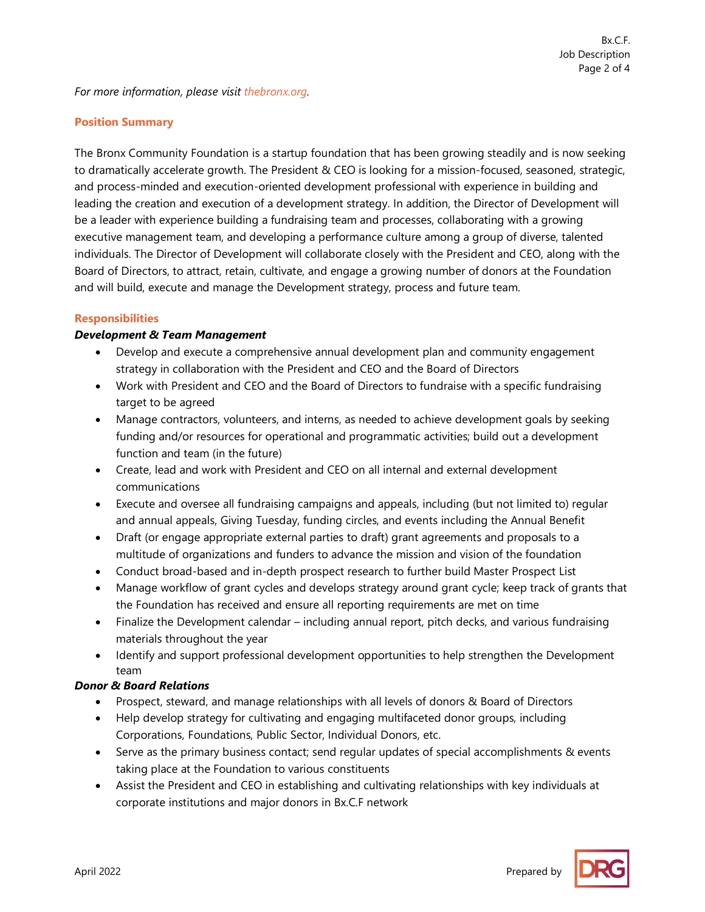*For more information, please visit thebronx.org.*

## Position Summary

The Bronx Community Foundation is a startup foundation that has been growing steadily and is now seeking to dramatically accelerate growth. The President & CEO is looking for a mission-focused, seasoned, strategic, and process-minded and execution-oriented development professional with experience in building and leading the creation and execution of a development strategy. In addition, the Director of Development will be a leader with experience building a fundraising team and processes, collaborating with a growing executive management team, and developing a performance culture among a group of diverse, talented individuals. The Director of Development will collaborate closely with the President and CEO, along with the Board of Directors, to attract, retain, cultivate, and engage a growing number of donors at the Foundation and will build, execute and manage the Development strategy, process and future team.

## Responsibilities

### *Development & Team Management*

- Develop and execute a comprehensive annual development plan and community engagement strategy in collaboration with the President and CEO and the Board of Directors
- Work with President and CEO and the Board of Directors to fundraise with a specific fundraising target to be agreed
- Manage contractors, volunteers, and interns, as needed to achieve development goals by seeking funding and/or resources for operational and programmatic activities; build out a development function and team (in the future)
- Create, lead and work with President and CEO on all internal and external development communications
- Execute and oversee all fundraising campaigns and appeals, including (but not limited to) regular and annual appeals, Giving Tuesday, funding circles, and events including the Annual Benefit
- Draft (or engage appropriate external parties to draft) grant agreements and proposals to a multitude of organizations and funders to advance the mission and vision of the foundation
- Conduct broad-based and in-depth prospect research to further build Master Prospect List
- Manage workflow of grant cycles and develops strategy around grant cycle; keep track of grants that the Foundation has received and ensure all reporting requirements are met on time
- Finalize the Development calendar – including annual report, pitch decks, and various fundraising materials throughout the year
- Identify and support professional development opportunities to help strengthen the Development team

### *Donor & Board Relations*

- Prospect, steward, and manage relationships with all levels of donors & Board of Directors
- Help develop strategy for cultivating and engaging multifaceted donor groups, including Corporations, Foundations, Public Sector, Individual Donors, etc.
- Serve as the primary business contact; send regular updates of special accomplishments & events taking place at the Foundation to various constituents
- Assist the President and CEO in establishing and cultivating relationships with key individuals at corporate institutions and major donors in Bx.C.F network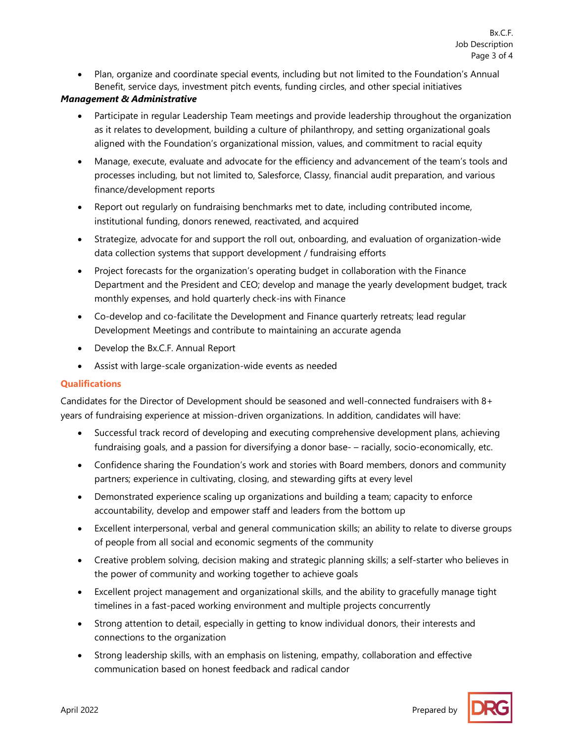- Plan, organize and coordinate special events, including but not limited to the Foundation's Annual Benefit, service days, investment pitch events, funding circles, and other special initiatives

***Management & Administrative***

- Participate in regular Leadership Team meetings and provide leadership throughout the organization as it relates to development, building a culture of philanthropy, and setting organizational goals aligned with the Foundation's organizational mission, values, and commitment to racial equity
- Manage, execute, evaluate and advocate for the efficiency and advancement of the team's tools and processes including, but not limited to, Salesforce, Classy, financial audit preparation, and various finance/development reports
- Report out regularly on fundraising benchmarks met to date, including contributed income, institutional funding, donors renewed, reactivated, and acquired
- Strategize, advocate for and support the roll out, onboarding, and evaluation of organization-wide data collection systems that support development / fundraising efforts
- Project forecasts for the organization's operating budget in collaboration with the Finance Department and the President and CEO; develop and manage the yearly development budget, track monthly expenses, and hold quarterly check-ins with Finance
- Co-develop and co-facilitate the Development and Finance quarterly retreats; lead regular Development Meetings and contribute to maintaining an accurate agenda
- Develop the Bx.C.F. Annual Report
- Assist with large-scale organization-wide events as needed

## Qualifications

Candidates for the Director of Development should be seasoned and well-connected fundraisers with 8+ years of fundraising experience at mission-driven organizations. In addition, candidates will have:

- Successful track record of developing and executing comprehensive development plans, achieving fundraising goals, and a passion for diversifying a donor base- – racially, socio-economically, etc.
- Confidence sharing the Foundation's work and stories with Board members, donors and community partners; experience in cultivating, closing, and stewarding gifts at every level
- Demonstrated experience scaling up organizations and building a team; capacity to enforce accountability, develop and empower staff and leaders from the bottom up
- Excellent interpersonal, verbal and general communication skills; an ability to relate to diverse groups of people from all social and economic segments of the community
- Creative problem solving, decision making and strategic planning skills; a self-starter who believes in the power of community and working together to achieve goals
- Excellent project management and organizational skills, and the ability to gracefully manage tight timelines in a fast-paced working environment and multiple projects concurrently
- Strong attention to detail, especially in getting to know individual donors, their interests and connections to the organization
- Strong leadership skills, with an emphasis on listening, empathy, collaboration and effective communication based on honest feedback and radical candor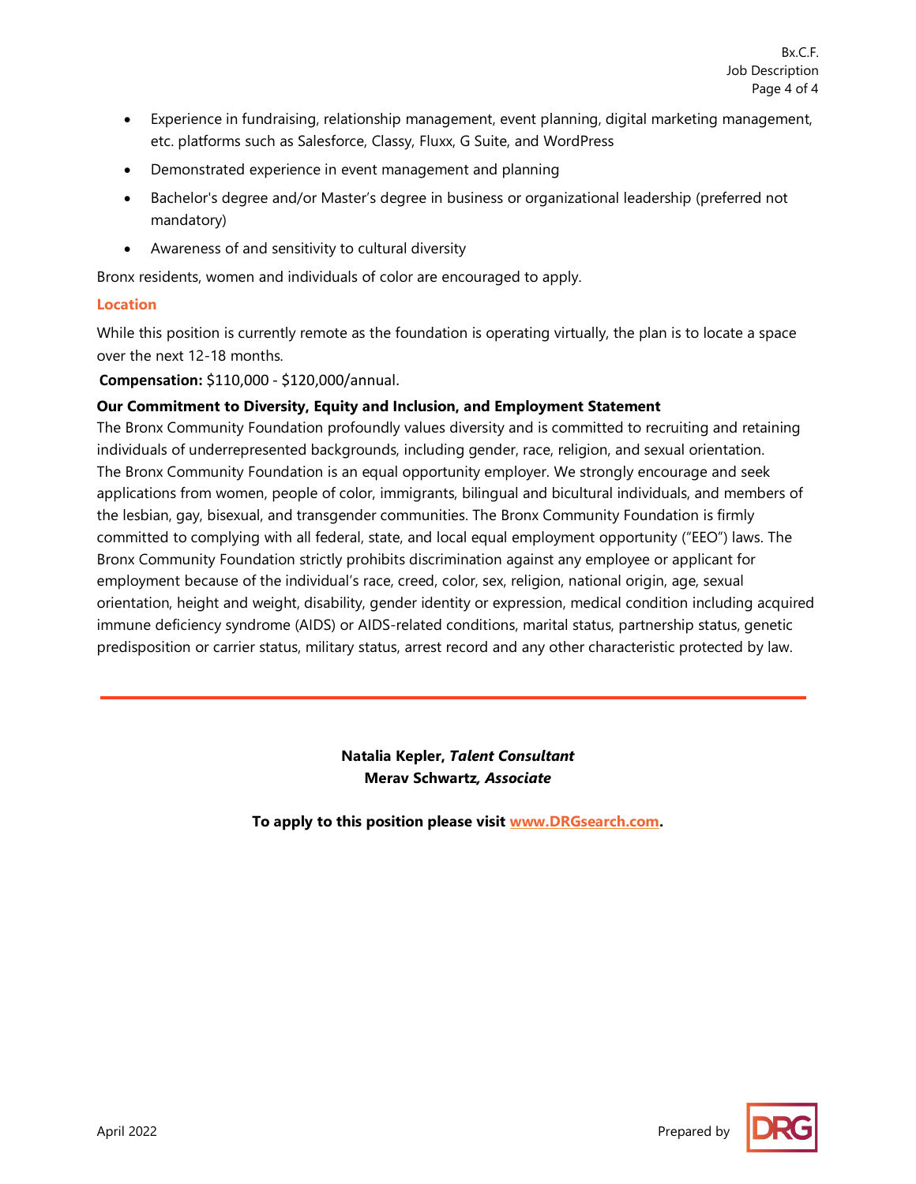- Experience in fundraising, relationship management, event planning, digital marketing management, etc. platforms such as Salesforce, Classy, Fluxx, G Suite, and WordPress
- Demonstrated experience in event management and planning
- Bachelor's degree and/or Master's degree in business or organizational leadership (preferred not mandatory)
- Awareness of and sensitivity to cultural diversity

Bronx residents, women and individuals of color are encouraged to apply.

### Location

While this position is currently remote as the foundation is operating virtually, the plan is to locate a space over the next 12-18 months.

**Compensation:** $110,000 - $120,000/annual.

**Our Commitment to Diversity, Equity and Inclusion, and Employment Statement**

The Bronx Community Foundation profoundly values diversity and is committed to recruiting and retaining individuals of underrepresented backgrounds, including gender, race, religion, and sexual orientation. The Bronx Community Foundation is an equal opportunity employer. We strongly encourage and seek applications from women, people of color, immigrants, bilingual and bicultural individuals, and members of the lesbian, gay, bisexual, and transgender communities. The Bronx Community Foundation is firmly committed to complying with all federal, state, and local equal employment opportunity ("EEO") laws. The Bronx Community Foundation strictly prohibits discrimination against any employee or applicant for employment because of the individual's race, creed, color, sex, religion, national origin, age, sexual orientation, height and weight, disability, gender identity or expression, medical condition including acquired immune deficiency syndrome (AIDS) or AIDS-related conditions, marital status, partnership status, genetic predisposition or carrier status, military status, arrest record and any other characteristic protected by law.

---

**Natalia Kepler, *Talent Consultant***
**Merav Schwartz*, Associate***

**To apply to this position please visit [www.DRGsearch.com](www.DRGsearch.com).**